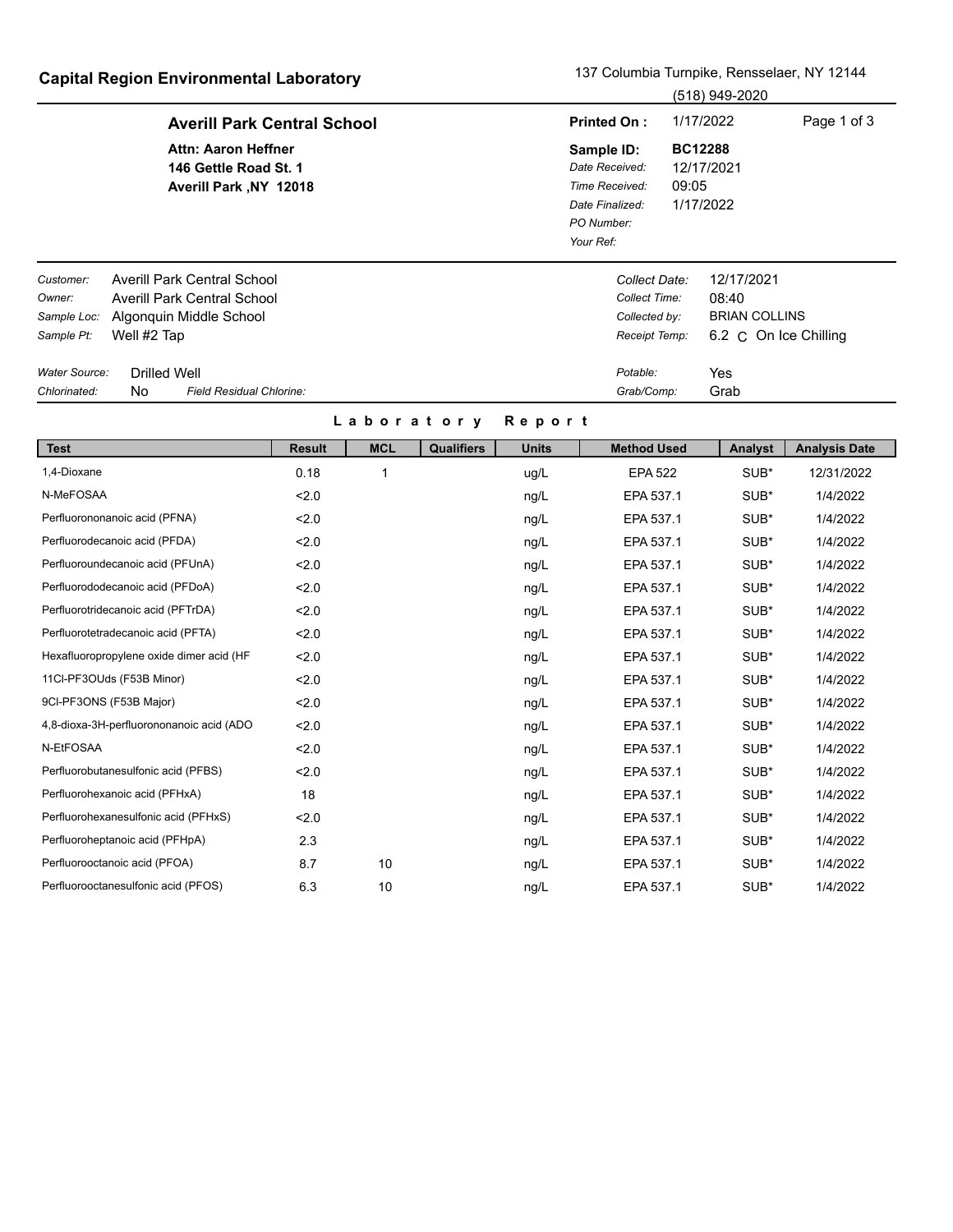## Capital Region Environmental Laboratory

137 Columbia Turnpike, Rensselaer, NY 12144
(518) 949-2020

**Averill Park Central School**

**Attn: Aaron Heffner**
**146 Gettle Road St. 1**
**Averill Park ,NY 12018**

**Printed On :** 1/17/2022

**Sample ID:** **BC12288**
*Date Received:* 12/17/2021
*Time Received:* 09:05
*Date Finalized:* 1/17/2022
*PO Number:*
*Your Ref:*

*Customer:* Averill Park Central School
*Owner:* Averill Park Central School
*Sample Loc:* Algonquin Middle School
*Sample Pt:* Well #2 Tap

*Collect Date:* 12/17/2021
*Collect Time:* 08:40
*Collected by:* BRIAN COLLINS
*Receipt Temp:* 6.2 C On Ice Chilling

*Water Source:* Drilled Well
*Chlorinated:* No *Field Residual Chlorine:*

*Potable:* Yes
*Grab/Comp:* Grab

### Laboratory Report

| Test | Result | MCL | Qualifiers | Units | Method Used | Analyst | Analysis Date |
|---|---|---|---|---|---|---|---|
| 1,4-Dioxane | 0.18 | 1 | | ug/L | EPA 522 | SUB* | 12/31/2022 |
| N-MeFOSAA | <2.0 | | | ng/L | EPA 537.1 | SUB* | 1/4/2022 |
| Perfluorononanoic acid (PFNA) | <2.0 | | | ng/L | EPA 537.1 | SUB* | 1/4/2022 |
| Perfluorodecanoic acid (PFDA) | <2.0 | | | ng/L | EPA 537.1 | SUB* | 1/4/2022 |
| Perfluoroundecanoic acid (PFUnA) | <2.0 | | | ng/L | EPA 537.1 | SUB* | 1/4/2022 |
| Perfluorododecanoic acid (PFDoA) | <2.0 | | | ng/L | EPA 537.1 | SUB* | 1/4/2022 |
| Perfluorotridecanoic acid (PFTrDA) | <2.0 | | | ng/L | EPA 537.1 | SUB* | 1/4/2022 |
| Perfluorotetradecanoic acid (PFTA) | <2.0 | | | ng/L | EPA 537.1 | SUB* | 1/4/2022 |
| Hexafluoropropylene oxide dimer acid (HF | <2.0 | | | ng/L | EPA 537.1 | SUB* | 1/4/2022 |
| 11Cl-PF3OUds (F53B Minor) | <2.0 | | | ng/L | EPA 537.1 | SUB* | 1/4/2022 |
| 9Cl-PF3ONS (F53B Major) | <2.0 | | | ng/L | EPA 537.1 | SUB* | 1/4/2022 |
| 4,8-dioxa-3H-perfluorononanoic acid (ADO | <2.0 | | | ng/L | EPA 537.1 | SUB* | 1/4/2022 |
| N-EtFOSAA | <2.0 | | | ng/L | EPA 537.1 | SUB* | 1/4/2022 |
| Perfluorobutanesulfonic acid (PFBS) | <2.0 | | | ng/L | EPA 537.1 | SUB* | 1/4/2022 |
| Perfluorohexanoic acid (PFHxA) | 18 | | | ng/L | EPA 537.1 | SUB* | 1/4/2022 |
| Perfluorohexanesulfonic acid (PFHxS) | <2.0 | | | ng/L | EPA 537.1 | SUB* | 1/4/2022 |
| Perfluoroheptanoic acid (PFHpA) | 2.3 | | | ng/L | EPA 537.1 | SUB* | 1/4/2022 |
| Perfluorooctanoic acid (PFOA) | 8.7 | 10 | | ng/L | EPA 537.1 | SUB* | 1/4/2022 |
| Perfluorooctanesulfonic acid (PFOS) | 6.3 | 10 | | ng/L | EPA 537.1 | SUB* | 1/4/2022 |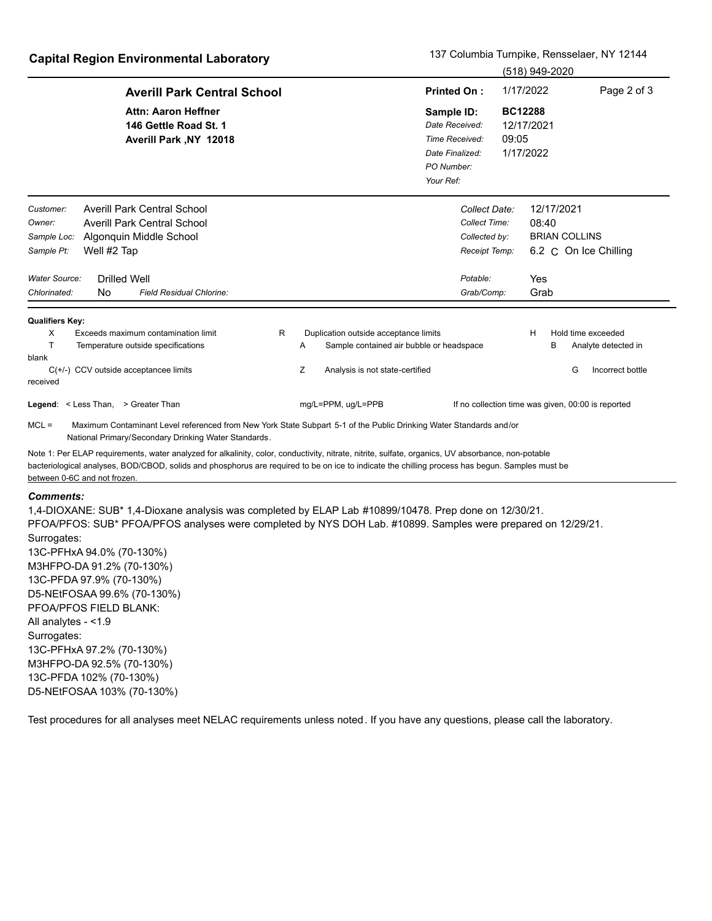**Capital Region Environmental Laboratory**

137 Columbia Turnpike, Rensselaer, NY 12144
(518) 949-2020

**Averill Park Central School**

**Attn: Aaron Heffner**
**146 Gettle Road St. 1**
**Averill Park ,NY 12018**

| | |
|---|---|
| **Printed On :** | 1/17/2022 |
| **Sample ID:** | **BC12288** |
| *Date Received:* | 12/17/2021 |
| *Time Received:* | 09:05 |
| *Date Finalized:* | 1/17/2022 |
| *PO Number:* | |
| *Your Ref:* | |

| | | | |
|---|---|---|---|
| *Customer:* | Averill Park Central School | *Collect Date:* | 12/17/2021 |
| *Owner:* | Averill Park Central School | *Collect Time:* | 08:40 |
| *Sample Loc:* | Algonquin Middle School | *Collected by:* | BRIAN COLLINS |
| *Sample Pt:* | Well #2 Tap | *Receipt Temp:* | 6.2 C On Ice Chilling |
| *Water Source:* | Drilled Well | *Potable:* | Yes |
| *Chlorinated:* | No *Field Residual Chlorine:* | *Grab/Comp:* | Grab |

**Qualifiers Key:**

| | | | | | |
|---|---|---|---|---|---|
| X | Exceeds maximum contamination limit | R | Duplication outside acceptance limits | H | Hold time exceeded |
| T | Temperature outside specifications | A | Sample contained air bubble or headspace | B | Analyte detected in blank |
| C(+/-) | CCV outside acceptancee limits | Z | Analysis is not state-certified | G | Incorrect bottle received |

**Legend**: < Less Than, > Greater Than    mg/L=PPM, ug/L=PPB    If no collection time was given, 00:00 is reported

MCL = Maximum Contaminant Level referenced from New York State Subpart 5-1 of the Public Drinking Water Standards and/or National Primary/Secondary Drinking Water Standards.

Note 1: Per ELAP requirements, water analyzed for alkalinity, color, conductivity, nitrate, nitrite, sulfate, organics, UV absorbance, non-potable bacteriological analyses, BOD/CBOD, solids and phosphorus are required to be on ice to indicate the chilling process has begun. Samples must be between 0-6C and not frozen.

***Comments:***

1,4-DIOXANE: SUB* 1,4-Dioxane analysis was completed by ELAP Lab #10899/10478. Prep done on 12/30/21.
PFOA/PFOS: SUB* PFOA/PFOS analyses were completed by NYS DOH Lab. #10899. Samples were prepared on 12/29/21.
Surrogates:
13C-PFHxA 94.0% (70-130%)
M3HFPO-DA 91.2% (70-130%)
13C-PFDA 97.9% (70-130%)
D5-NEtFOSAA 99.6% (70-130%)
PFOA/PFOS FIELD BLANK:
All analytes - <1.9
Surrogates:
13C-PFHxA 97.2% (70-130%)
M3HFPO-DA 92.5% (70-130%)
13C-PFDA 102% (70-130%)
D5-NEtFOSAA 103% (70-130%)

Test procedures for all analyses meet NELAC requirements unless noted. If you have any questions, please call the laboratory.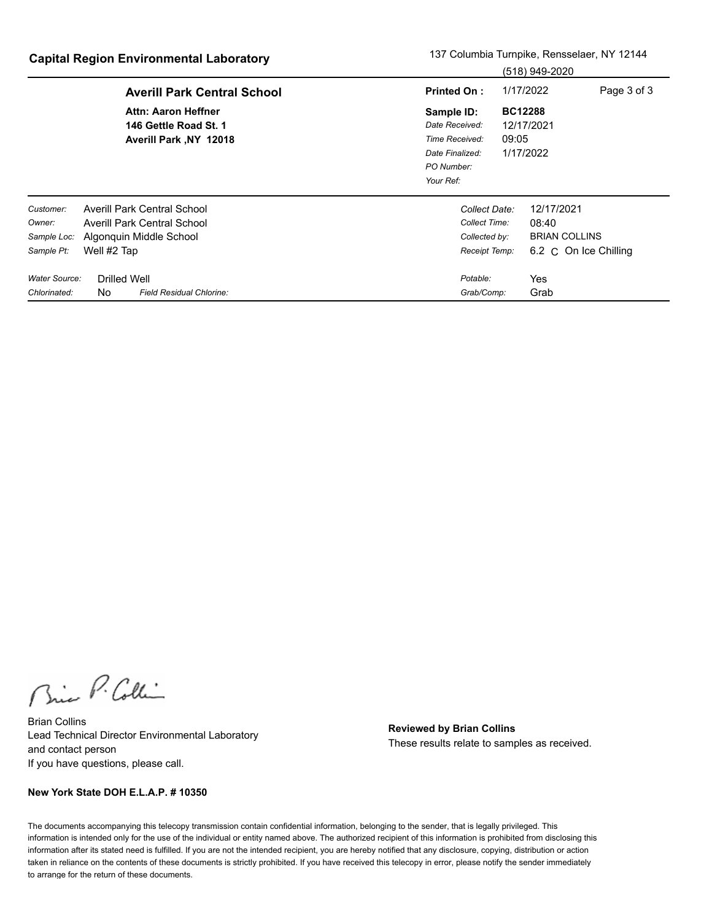**Capital Region Environmental Laboratory**

137 Columbia Turnpike, Rensselaer, NY 12144
(518) 949-2020

**Averill Park Central School**

**Attn: Aaron Heffner**
**146 Gettle Road St. 1**
**Averill Park ,NY 12018**

**Printed On :** 1/17/2022

**Sample ID:** **BC12288**
*Date Received:* 12/17/2021
*Time Received:* 09:05
*Date Finalized:* 1/17/2022
*PO Number:*
*Your Ref:*

| | | | |
|---|---|---|---|
| *Customer:* | Averill Park Central School | *Collect Date:* | 12/17/2021 |
| *Owner:* | Averill Park Central School | *Collect Time:* | 08:40 |
| *Sample Loc:* | Algonquin Middle School | *Collected by:* | BRIAN COLLINS |
| *Sample Pt:* | Well #2 Tap | *Receipt Temp:* | 6.2 C On Ice Chilling |

| | | | |
|---|---|---|---|
| *Water Source:* | Drilled Well | *Potable:* | Yes |
| *Chlorinated:* | No *Field Residual Chlorine:* | *Grab/Comp:* | Grab |

Brian Collins
Lead Technical Director Environmental Laboratory
and contact person
If you have questions, please call.

**Reviewed by Brian Collins**
These results relate to samples as received.

**New York State DOH E.L.A.P. # 10350**

The documents accompanying this telecopy transmission contain confidential information, belonging to the sender, that is legally privileged. This information is intended only for the use of the individual or entity named above. The authorized recipient of this information is prohibited from disclosing this information after its stated need is fulfilled. If you are not the intended recipient, you are hereby notified that any disclosure, copying, distribution or action taken in reliance on the contents of these documents is strictly prohibited. If you have received this telecopy in error, please notify the sender immediately to arrange for the return of these documents.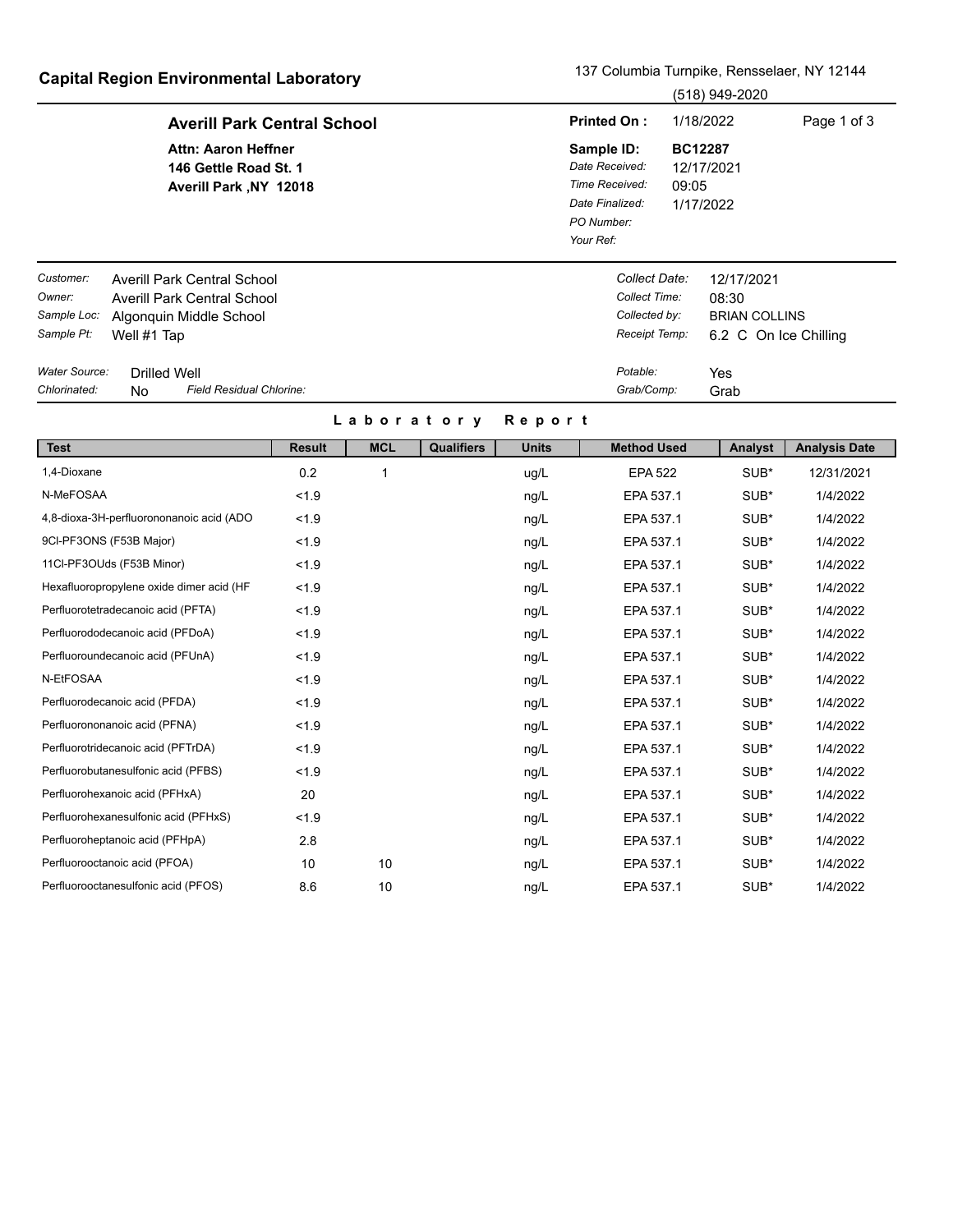## Capital Region Environmental Laboratory

137 Columbia Turnpike, Rensselaer, NY 12144
(518) 949-2020

**Averill Park Central School**

**Attn: Aaron Heffner**
**146 Gettle Road St. 1**
**Averill Park ,NY 12018**

**Printed On :** 1/18/2022

**Sample ID:** **BC12287**
*Date Received:* 12/17/2021
*Time Received:* 09:05
*Date Finalized:* 1/17/2022
*PO Number:*
*Your Ref:*

*Customer:* Averill Park Central School
*Owner:* Averill Park Central School
*Sample Loc:* Algonquin Middle School
*Sample Pt:* Well #1 Tap

*Collect Date:* 12/17/2021
*Collect Time:* 08:30
*Collected by:* BRIAN COLLINS
*Receipt Temp:* 6.2 C On Ice Chilling

*Water Source:* Drilled Well
*Chlorinated:* No *Field Residual Chlorine:*

*Potable:* Yes
*Grab/Comp:* Grab

### L a b o r a t o r y R e p o r t

| Test | Result | MCL | Qualifiers | Units | Method Used | Analyst | Analysis Date |
|---|---|---|---|---|---|---|---|
| 1,4-Dioxane | 0.2 | 1 | | ug/L | EPA 522 | SUB* | 12/31/2021 |
| N-MeFOSAA | <1.9 | | | ng/L | EPA 537.1 | SUB* | 1/4/2022 |
| 4,8-dioxa-3H-perfluorononanoic acid (ADO | <1.9 | | | ng/L | EPA 537.1 | SUB* | 1/4/2022 |
| 9Cl-PF3ONS (F53B Major) | <1.9 | | | ng/L | EPA 537.1 | SUB* | 1/4/2022 |
| 11Cl-PF3OUds (F53B Minor) | <1.9 | | | ng/L | EPA 537.1 | SUB* | 1/4/2022 |
| Hexafluoropropylene oxide dimer acid (HF | <1.9 | | | ng/L | EPA 537.1 | SUB* | 1/4/2022 |
| Perfluorotetradecanoic acid (PFTA) | <1.9 | | | ng/L | EPA 537.1 | SUB* | 1/4/2022 |
| Perfluorododecanoic acid (PFDoA) | <1.9 | | | ng/L | EPA 537.1 | SUB* | 1/4/2022 |
| Perfluoroundecanoic acid (PFUnA) | <1.9 | | | ng/L | EPA 537.1 | SUB* | 1/4/2022 |
| N-EtFOSAA | <1.9 | | | ng/L | EPA 537.1 | SUB* | 1/4/2022 |
| Perfluorodecanoic acid (PFDA) | <1.9 | | | ng/L | EPA 537.1 | SUB* | 1/4/2022 |
| Perfluorononanoic acid (PFNA) | <1.9 | | | ng/L | EPA 537.1 | SUB* | 1/4/2022 |
| Perfluorotridecanoic acid (PFTrDA) | <1.9 | | | ng/L | EPA 537.1 | SUB* | 1/4/2022 |
| Perfluorobutanesulfonic acid (PFBS) | <1.9 | | | ng/L | EPA 537.1 | SUB* | 1/4/2022 |
| Perfluorohexanoic acid (PFHxA) | 20 | | | ng/L | EPA 537.1 | SUB* | 1/4/2022 |
| Perfluorohexanesulfonic acid (PFHxS) | <1.9 | | | ng/L | EPA 537.1 | SUB* | 1/4/2022 |
| Perfluoroheptanoic acid (PFHpA) | 2.8 | | | ng/L | EPA 537.1 | SUB* | 1/4/2022 |
| Perfluorooctanoic acid (PFOA) | 10 | 10 | | ng/L | EPA 537.1 | SUB* | 1/4/2022 |
| Perfluorooctanesulfonic acid (PFOS) | 8.6 | 10 | | ng/L | EPA 537.1 | SUB* | 1/4/2022 |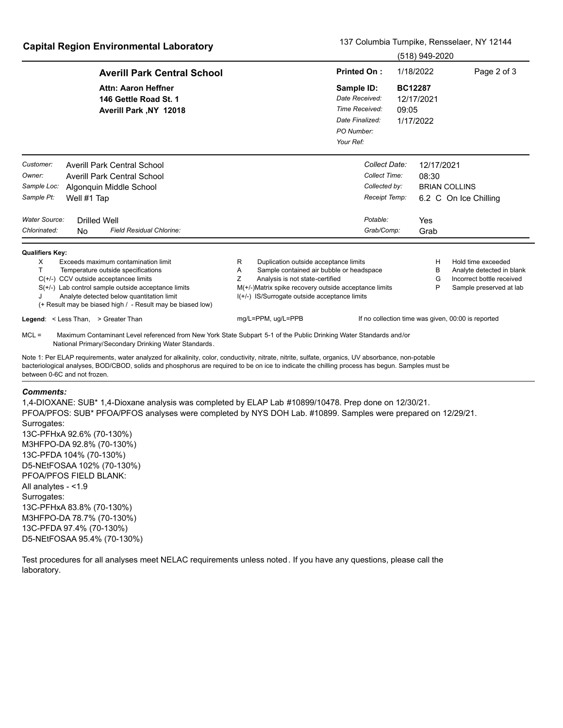**Capital Region Environmental Laboratory**

137 Columbia Turnpike, Rensselaer, NY 12144
(518) 949-2020

**Averill Park Central School**

**Attn: Aaron Heffner**
**146 Gettle Road St. 1**
**Averill Park ,NY 12018**

| | |
|---|---|
| **Printed On :** | 1/18/2022 |
| **Sample ID:** | **BC12287** |
| *Date Received:* | 12/17/2021 |
| *Time Received:* | 09:05 |
| *Date Finalized:* | 1/17/2022 |
| *PO Number:* | |
| *Your Ref:* | |

| | | | |
|---|---|---|---|
| *Customer:* | Averill Park Central School | *Collect Date:* | 12/17/2021 |
| *Owner:* | Averill Park Central School | *Collect Time:* | 08:30 |
| *Sample Loc:* | Algonquin Middle School | *Collected by:* | BRIAN COLLINS |
| *Sample Pt:* | Well #1 Tap | *Receipt Temp:* | 6.2 C On Ice Chilling |
| *Water Source:* | Drilled Well | *Potable:* | Yes |
| *Chlorinated:* | No *Field Residual Chlorine:* | *Grab/Comp:* | Grab |

**Qualifiers Key:**

| | | | | | |
|---|---|---|---|---|---|
| X | Exceeds maximum contamination limit | R | Duplication outside acceptance limits | H | Hold time exceeded |
| T | Temperature outside specifications | A | Sample contained air bubble or headspace | B | Analyte detected in blank |
| C(+/-) | CCV outside acceptancee limits | Z | Analysis is not state-certified | G | Incorrect bottle received |
| S(+/-) | Lab control sample outside acceptance limits | M(+/-) | Matrix spike recovery outside acceptance limits | P | Sample preserved at lab |
| J | Analyte detected below quantitation limit | I(+/-) | IS/Surrogate outside acceptance limits | | |

(+ Result may be biased high / - Result may be biased low)

**Legend**: < Less Than, > Greater Than  mg/L=PPM, ug/L=PPB  If no collection time was given, 00:00 is reported

MCL = Maximum Contaminant Level referenced from New York State Subpart 5-1 of the Public Drinking Water Standards and/or National Primary/Secondary Drinking Water Standards.

Note 1: Per ELAP requirements, water analyzed for alkalinity, color, conductivity, nitrate, nitrite, sulfate, organics, UV absorbance, non-potable bacteriological analyses, BOD/CBOD, solids and phosphorus are required to be on ice to indicate the chilling process has begun. Samples must be between 0-6C and not frozen.

***Comments:***

1,4-DIOXANE: SUB* 1,4-Dioxane analysis was completed by ELAP Lab #10899/10478. Prep done on 12/30/21.
PFOA/PFOS: SUB* PFOA/PFOS analyses were completed by NYS DOH Lab. #10899. Samples were prepared on 12/29/21.
Surrogates:
13C-PFHxA 92.6% (70-130%)
M3HFPO-DA 92.8% (70-130%)
13C-PFDA 104% (70-130%)
D5-NEtFOSAA 102% (70-130%)
PFOA/PFOS FIELD BLANK:
All analytes - <1.9
Surrogates:
13C-PFHxA 83.8% (70-130%)
M3HFPO-DA 78.7% (70-130%)
13C-PFDA 97.4% (70-130%)
D5-NEtFOSAA 95.4% (70-130%)

Test procedures for all analyses meet NELAC requirements unless noted. If you have any questions, please call the laboratory.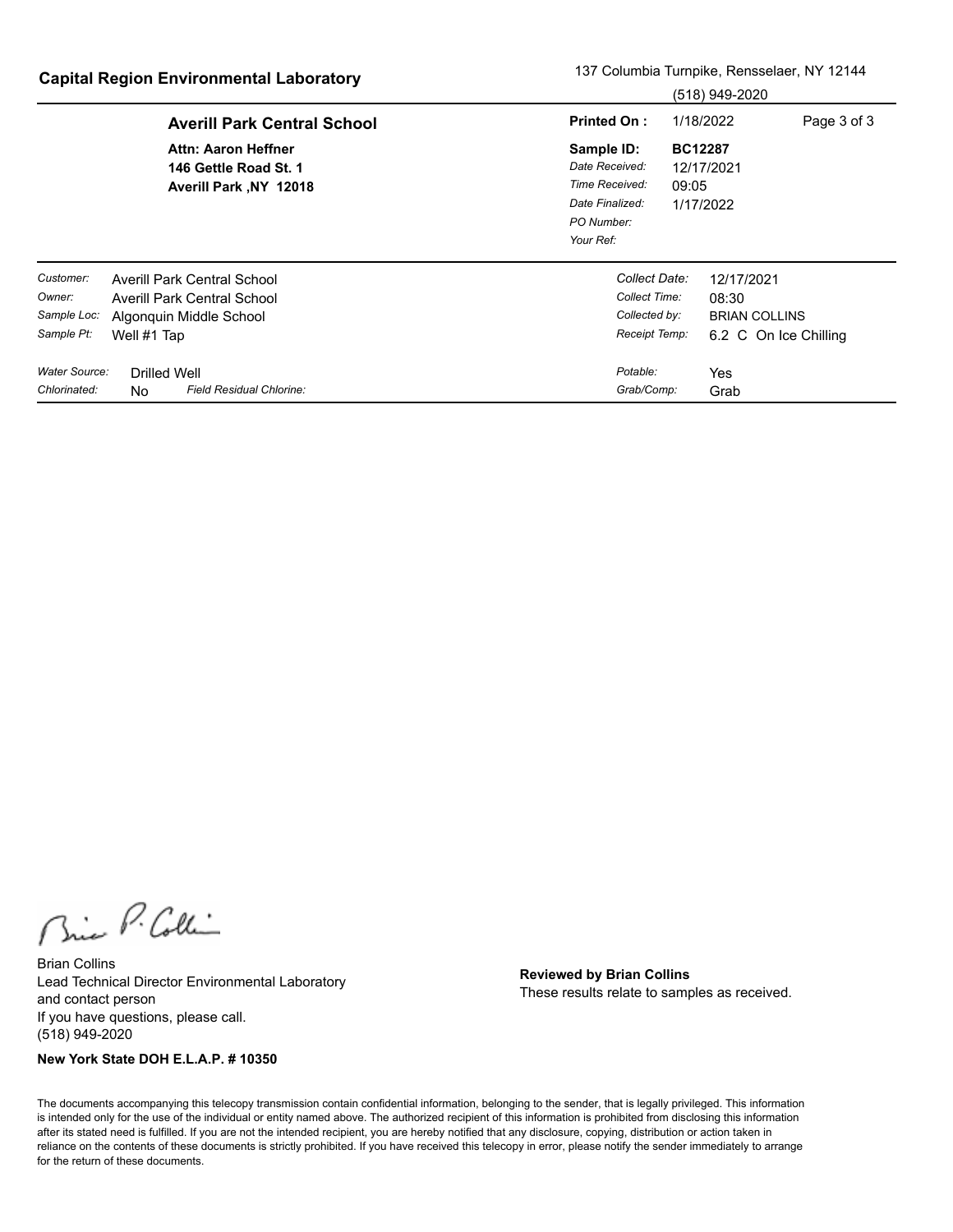**Capital Region Environmental Laboratory**

137 Columbia Turnpike, Rensselaer, NY 12144

(518) 949-2020

**Averill Park Central School**

**Attn: Aaron Heffner**
**146 Gettle Road St. 1**
**Averill Park ,NY 12018**

| | |
|---|---|
| **Printed On :** | 1/18/2022 |
| **Sample ID:** | **BC12287** |
| *Date Received:* | 12/17/2021 |
| *Time Received:* | 09:05 |
| *Date Finalized:* | 1/17/2022 |
| *PO Number:* | |
| *Your Ref:* | |

| | | | |
|---|---|---|---|
| *Customer:* | Averill Park Central School | *Collect Date:* | 12/17/2021 |
| *Owner:* | Averill Park Central School | *Collect Time:* | 08:30 |
| *Sample Loc:* | Algonquin Middle School | *Collected by:* | BRIAN COLLINS |
| *Sample Pt:* | Well #1 Tap | *Receipt Temp:* | 6.2 C On Ice Chilling |
| *Water Source:* | Drilled Well | *Potable:* | Yes |
| *Chlorinated:* | No *Field Residual Chlorine:* | *Grab/Comp:* | Grab |

Brian Collins
Lead Technical Director Environmental Laboratory
and contact person
If you have questions, please call.
(518) 949-2020

**New York State DOH E.L.A.P. # 10350**

**Reviewed by Brian Collins**
These results relate to samples as received.

The documents accompanying this telecopy transmission contain confidential information, belonging to the sender, that is legally privileged. This information is intended only for the use of the individual or entity named above. The authorized recipient of this information is prohibited from disclosing this information after its stated need is fulfilled. If you are not the intended recipient, you are hereby notified that any disclosure, copying, distribution or action taken in reliance on the contents of these documents is strictly prohibited. If you have received this telecopy in error, please notify the sender immediately to arrange for the return of these documents.